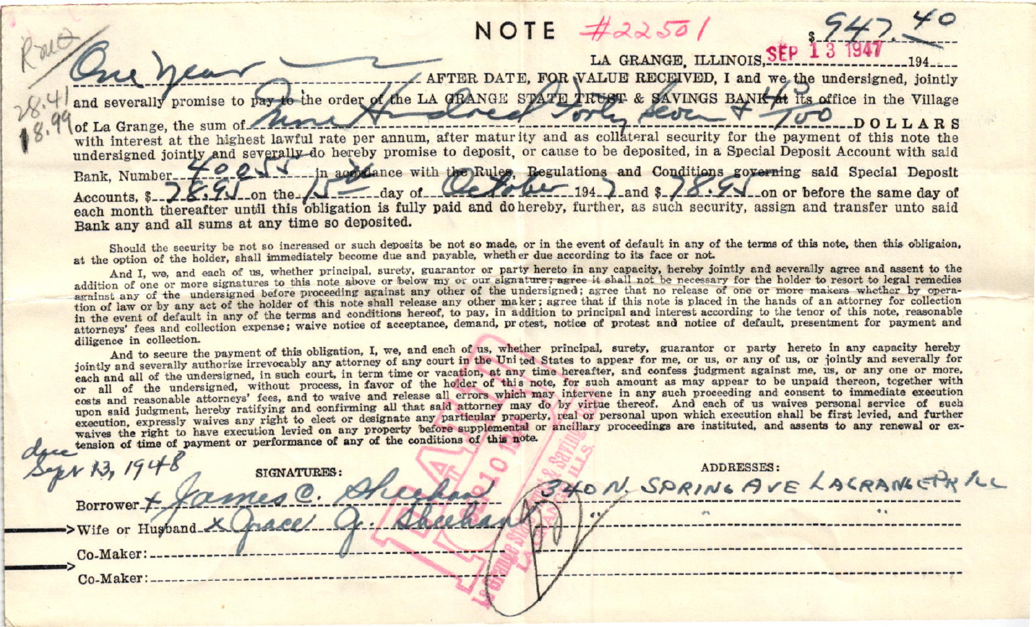Rau

28.41

18.99

# NOTE #22501 $947.40

LA GRANGE, ILLINOIS, SEP 13 1947 194____

One year AFTER DATE, FOR VALUE RECEIVED, I and we the undersigned, jointly and severally promise to pay to the order of the LA GRANGE STATE TRUST & SAVINGS BANK at its office in the Village of La Grange, the sum of Nine Hundred Forty Seven & 40/100 DOLLARS with interest at the highest lawful rate per annum, after maturity and as collateral security for the payment of this note the undersigned jointly and severally do hereby promise to deposit, or cause to be deposited, in a Special Deposit Account with said Bank, Number 4025 in accordance with the Rules, Regulations and Conditions governing said Special Deposit Accounts, $ 78.95 on the 15 day of October 1947 and $ 78.95 on or before the same day of each month thereafter until this obligation is fully paid and do hereby, further, as such security, assign and transfer unto said Bank any and all sums at any time so deposited.

Should the security be not so increased or such deposits be not so made, or in the event of default in any of the terms of this note, then this obligaion, at the option of the holder, shall immediately become due and payable, whether due according to its face or not.

And I, we, and each of us, whether principal, surety, guarantor or party hereto in any capacity, hereby jointly and severally agree and assent to the addition of one or more signatures to this note above or below my or our signature; agree it shall not be necessary for the holder to resort to legal remedies against any of the undersigned before proceeding against any other of the undersigned; agree that no release of one or more makers whether by operation of law or by any act of the holder of this note shall release any other maker; agree that if this note is placed in the hands of an attorney for collection in the event of default in any of the terms and conditions hereof, to pay, in addition to principal and interest according to the tenor of this note, reasonable attorneys' fees and collection expense; waive notice of acceptance, demand, protest, notice of protest and notice of default, presentment for payment and diligence in collection.

And to secure the payment of this obligation, I, we, and each of us, whether principal, surety, guarantor or party hereto in any capacity hereby jointly and severally authorize irrevocably any attorney of any court in the United States to appear for me, or us, or any of us, or jointly and severally for each and all of the undersigned, in such court, in term time or vacation, at any time hereafter, and confess judgment against me, us, or any one or more, or all of the undersigned, without process, in favor of the holder of this note, for such amount as may appear to be unpaid thereon, together with costs and reasonable attorneys' fees, and to waive and release all errors which may intervene in any such proceeding and consent to immediate execution upon said judgment, hereby ratifying and confirming all that said attorney may do by virtue thereof. And each of us waives personal service of such execution, expressly waives any right to elect or designate any particular property, real or personal upon which execution shall be first levied, and further waives the right to have execution levied on any property before supplemental or ancillary proceedings are instituted, and assents to any renewal or extension of time of payment or performance of any of the conditions of this note.

due Sept 13, 1948

| SIGNATURES: | ADDRESSES: |
|---|---|
| Borrower + James C. Sheehan | 340 N. SPRING AVE LAGRANGE PK ILL |
| Wife or Husband x Grace G. Sheehan | " " |
| Co-Maker: | |
| Co-Maker: | |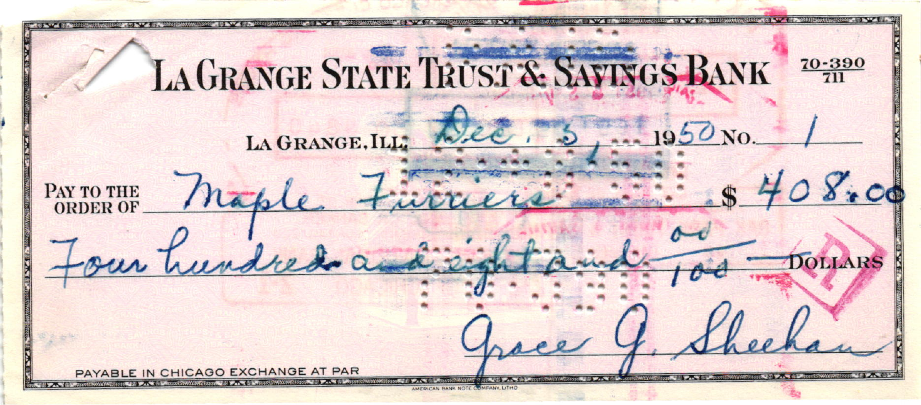# LA GRANGE STATE TRUST & SAVINGS BANK

70-390
711

LA GRANGE, ILL. Dec. 5, 1950 NO. 1

PAY TO THE ORDER OF Maple Furriers $ 408.00

Four hundred and eight and 00/100 DOLLARS

Grace G. Sheehan

PAYABLE IN CHICAGO EXCHANGE AT PAR

AMERICAN BANK NOTE COMPANY, LITHO